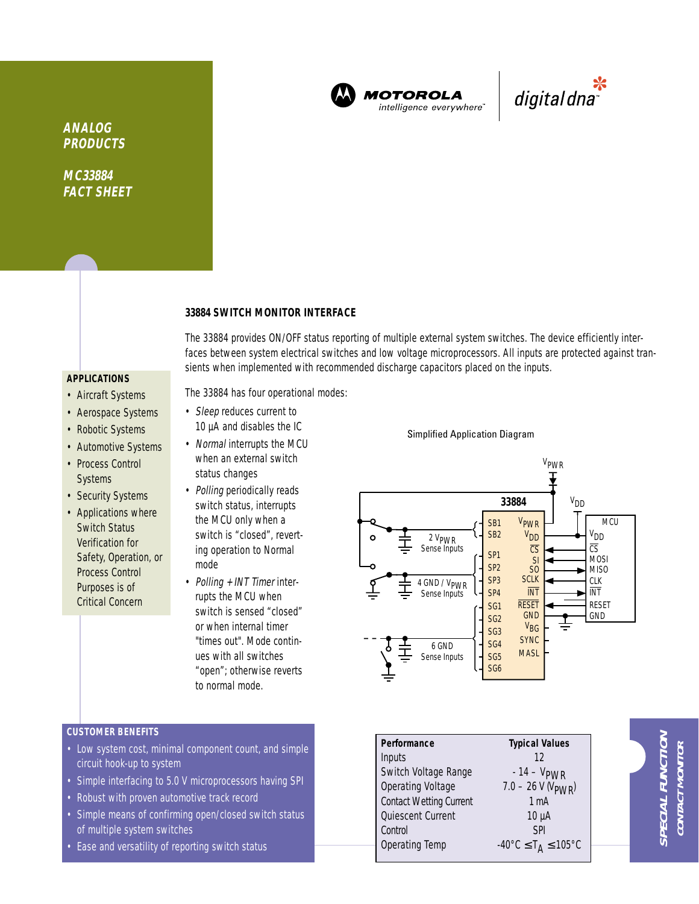MOTOROLA
intelligence everywhere™

digital dna™

**ANALOG PRODUCTS**

**MC33884 FACT SHEET**

## 33884 SWITCH MONITOR INTERFACE

The 33884 provides ON/OFF status reporting of multiple external system switches. The device efficiently interfaces between system electrical switches and low voltage microprocessors. All inputs are protected against transients when implemented with recommended discharge capacitors placed on the inputs.

The 33884 has four operational modes:

- *Sleep* reduces current to 10 µA and disables the IC
- *Normal* interrupts the MCU when an external switch status changes
- *Polling* periodically reads switch status, interrupts the MCU only when a switch is "closed", reverting operation to Normal mode
- *Polling + INT Timer* interrupts the MCU when switch is sensed "closed" or when internal timer "times out". Mode continues with all switches "open"; otherwise reverts to normal mode.

### APPLICATIONS

- Aircraft Systems
- Aerospace Systems
- Robotic Systems
- Automotive Systems
- Process Control Systems
- Security Systems
- Applications where Switch Status Verification for Safety, Operation, or Process Control Purposes is of Critical Concern

Simplified Application Diagram

### CUSTOMER BENEFITS

- Low system cost, minimal component count, and simple circuit hook-up to system
- Simple interfacing to 5.0 V microprocessors having SPI
- Robust with proven automotive track record
- Simple means of confirming open/closed switch status of multiple system switches
- Ease and versatility of reporting switch status

| Performance | Typical Values |
|---|---|
| Inputs | 12 |
| Switch Voltage Range | - 14 – $V_{PWR}$ |
| Operating Voltage | 7.0 – 26 V ($V_{PWR}$) |
| Contact Wetting Current | 1 mA |
| Quiescent Current | 10 µA |
| Control | SPI |
| Operating Temp | -40°C ≤ $T_A$ ≤ 105°C |

**SPECIAL FUNCTION**
**CONTACT MONITOR**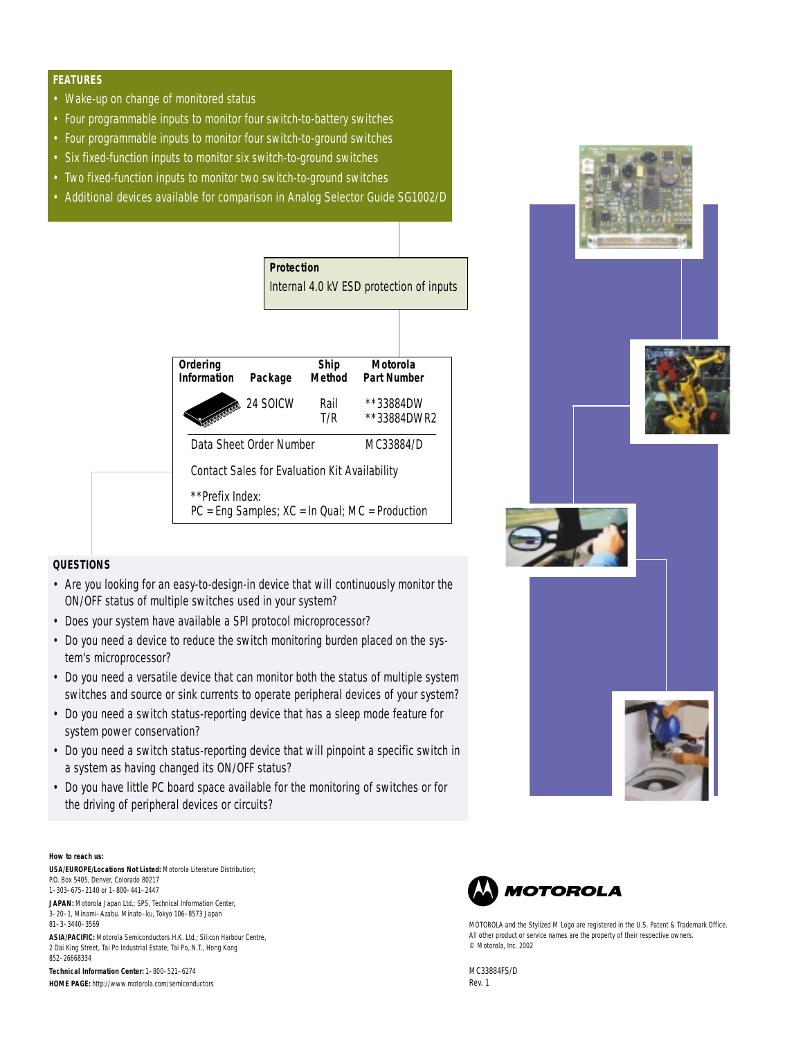## FEATURES

- Wake-up on change of monitored status
- Four programmable inputs to monitor four switch-to-battery switches
- Four programmable inputs to monitor four switch-to-ground switches
- Six fixed-function inputs to monitor six switch-to-ground switches
- Two fixed-function inputs to monitor two switch-to-ground switches
- Additional devices available for comparison in Analog Selector Guide SG1002/D

**Protection**

Internal 4.0 kV ESD protection of inputs

| Ordering Information | Package | Ship Method | Motorola Part Number |
|---|---|---|---|
| | 24 SOICW | Rail<br>T/R | **33884DW<br>**33884DWR2 |

Data Sheet Order Number MC33884/D

Contact Sales for Evaluation Kit Availability

**Prefix Index:
PC = Eng Samples; XC = In Qual; MC = Production

## QUESTIONS

- Are you looking for an easy-to-design-in device that will continuously monitor the ON/OFF status of multiple switches used in your system?
- Does your system have available a SPI protocol microprocessor?
- Do you need a device to reduce the switch monitoring burden placed on the system's microprocessor?
- Do you need a versatile device that can monitor both the status of multiple system switches and source or sink currents to operate peripheral devices of your system?
- Do you need a switch status-reporting device that has a sleep mode feature for system power conservation?
- Do you need a switch status-reporting device that will pinpoint a specific switch in a system as having changed its ON/OFF status?
- Do you have little PC board space available for the monitoring of switches or for the driving of peripheral devices or circuits?

**How to reach us:**

**USA/EUROPE/Locations Not Listed:** Motorola Literature Distribution; P.O. Box 5405, Denver, Colorado 80217
1–303–675–2140 or 1–800–441–2447

**JAPAN:** Motorola Japan Ltd.; SPS, Technical Information Center, 3–20–1, Minami–Azabu. Minato–ku, Tokyo 106–8573 Japan
81–3–3440–3569

**ASIA/PACIFIC:** Motorola Semiconductors H.K. Ltd.; Silicon Harbour Centre, 2 Dai King Street, Tai Po Industrial Estate, Tai Po, N.T., Hong Kong
852–26668334

**Technical Information Center:** 1–800–521–6274

**HOME PAGE:** http://www.motorola.com/semiconductors

MOTOROLA

MOTOROLA and the Stylized M Logo are registered in the U.S. Patent & Trademark Office. All other product or service names are the property of their respective owners.
© Motorola, Inc. 2002

MC33884FS/D
Rev. 1